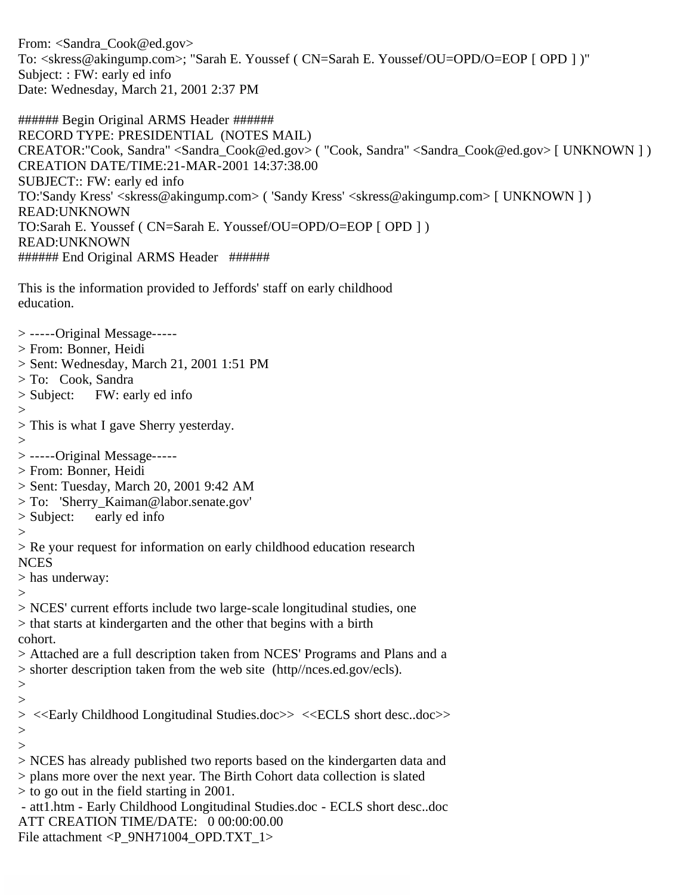From: <Sandra_Cook@ed.gov>
To: <skress@akingump.com>; "Sarah E. Youssef ( CN=Sarah E. Youssef/OU=OPD/O=EOP [ OPD ] )"
Subject: : FW: early ed info
Date: Wednesday, March 21, 2001 2:37 PM

###### Begin Original ARMS Header ######
RECORD TYPE: PRESIDENTIAL (NOTES MAIL)
CREATOR:"Cook, Sandra" <Sandra_Cook@ed.gov> ( "Cook, Sandra" <Sandra_Cook@ed.gov> [ UNKNOWN ] )
CREATION DATE/TIME:21-MAR-2001 14:37:38.00
SUBJECT:: FW: early ed info
TO:'Sandy Kress' <skress@akingump.com> ( 'Sandy Kress' <skress@akingump.com> [ UNKNOWN ] )
READ:UNKNOWN
TO:Sarah E. Youssef ( CN=Sarah E. Youssef/OU=OPD/O=EOP [ OPD ] )
READ:UNKNOWN
###### End Original ARMS Header ######

This is the information provided to Jeffords' staff on early childhood
education.

> -----Original Message-----
> From: Bonner, Heidi
> Sent: Wednesday, March 21, 2001 1:51 PM
> To: Cook, Sandra
> Subject: FW: early ed info
>
> This is what I gave Sherry yesterday.
>
> -----Original Message-----
> From: Bonner, Heidi
> Sent: Tuesday, March 20, 2001 9:42 AM
> To: 'Sherry_Kaiman@labor.senate.gov'
> Subject: early ed info
>
> Re your request for information on early childhood education research
NCES
> has underway:
>
> NCES' current efforts include two large-scale longitudinal studies, one
> that starts at kindergarten and the other that begins with a birth
cohort.
> Attached are a full description taken from NCES' Programs and Plans and a
> shorter description taken from the web site (http//nces.ed.gov/ecls).
>
>
> <<Early Childhood Longitudinal Studies.doc>> <<ECLS short desc..doc>>
>
>
> NCES has already published two reports based on the kindergarten data and
> plans more over the next year. The Birth Cohort data collection is slated
> to go out in the field starting in 2001.
- att1.htm - Early Childhood Longitudinal Studies.doc - ECLS short desc..doc
ATT CREATION TIME/DATE: 0 00:00:00.00
File attachment <P_9NH71004_OPD.TXT_1>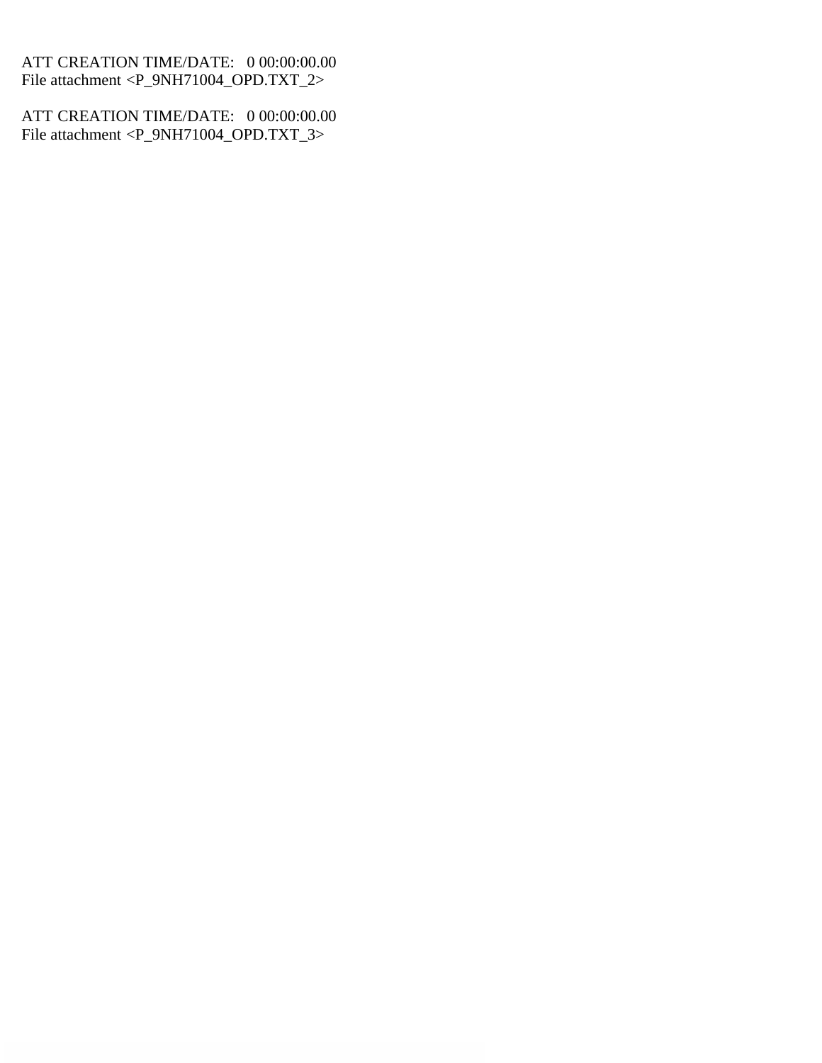ATT CREATION TIME/DATE: 0 00:00:00.00
File attachment <P_9NH71004_OPD.TXT_2>

ATT CREATION TIME/DATE: 0 00:00:00.00
File attachment <P_9NH71004_OPD.TXT_3>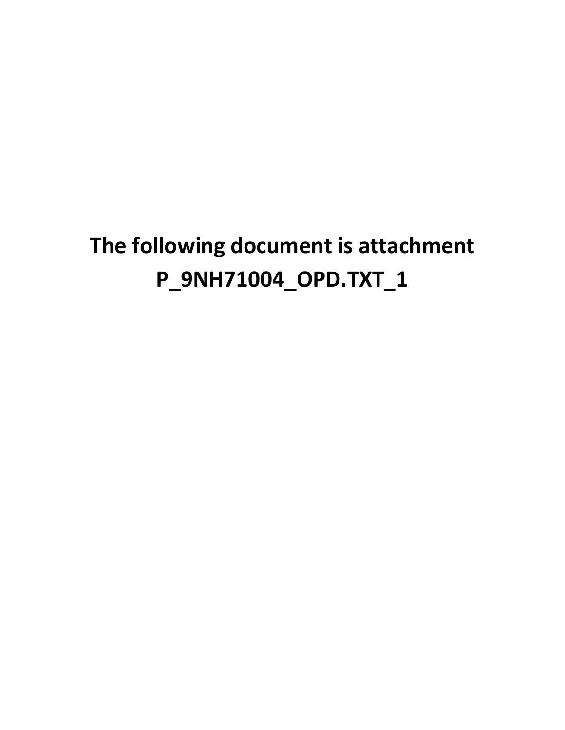**The following document is attachment P_9NH71004_OPD.TXT_1**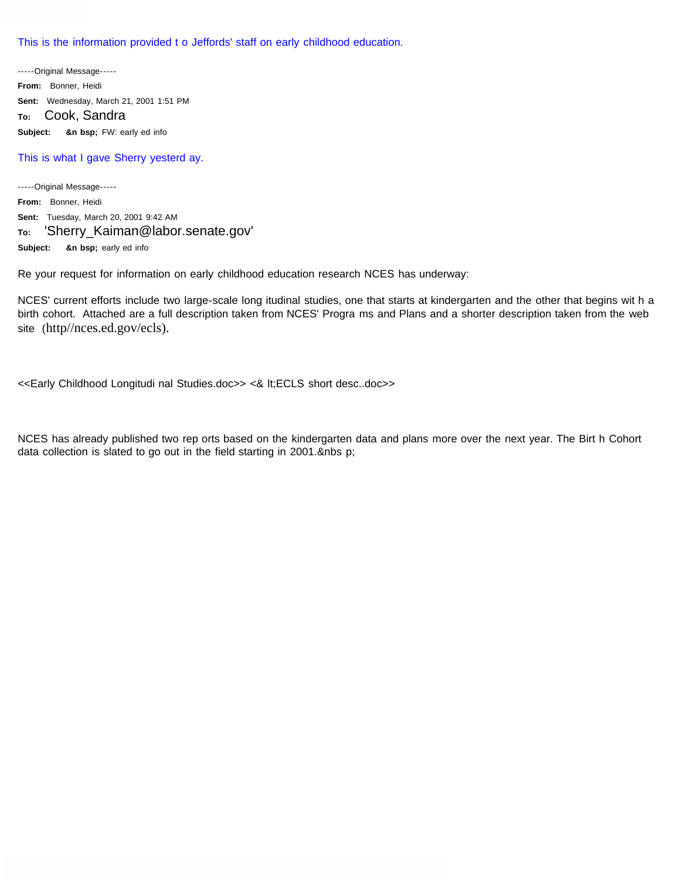This is the information provided t o Jeffords' staff on early childhood education.

-----Original Message-----
**From:** Bonner, Heidi
**Sent:** Wednesday, March 21, 2001 1:51 PM
**To:** Cook, Sandra
**Subject:** &n bsp; FW: early ed info

This is what I gave Sherry yesterd ay.

-----Original Message-----
**From:** Bonner, Heidi
**Sent:** Tuesday, March 20, 2001 9:42 AM
**To:** 'Sherry_Kaiman@labor.senate.gov'
**Subject:** &n bsp; early ed info

Re your request for information on early childhood education research NCES has underway:

NCES' current efforts include two large-scale long itudinal studies, one that starts at kindergarten and the other that begins wit h a birth cohort. Attached are a full description taken from NCES' Progra ms and Plans and a shorter description taken from the web site (http//nces.ed.gov/ecls).

<<Early Childhood Longitudi nal Studies.doc>> <& lt;ECLS short desc..doc>>

NCES has already published two rep orts based on the kindergarten data and plans more over the next year. The Birt h Cohort data collection is slated to go out in the field starting in 2001.&nbs p;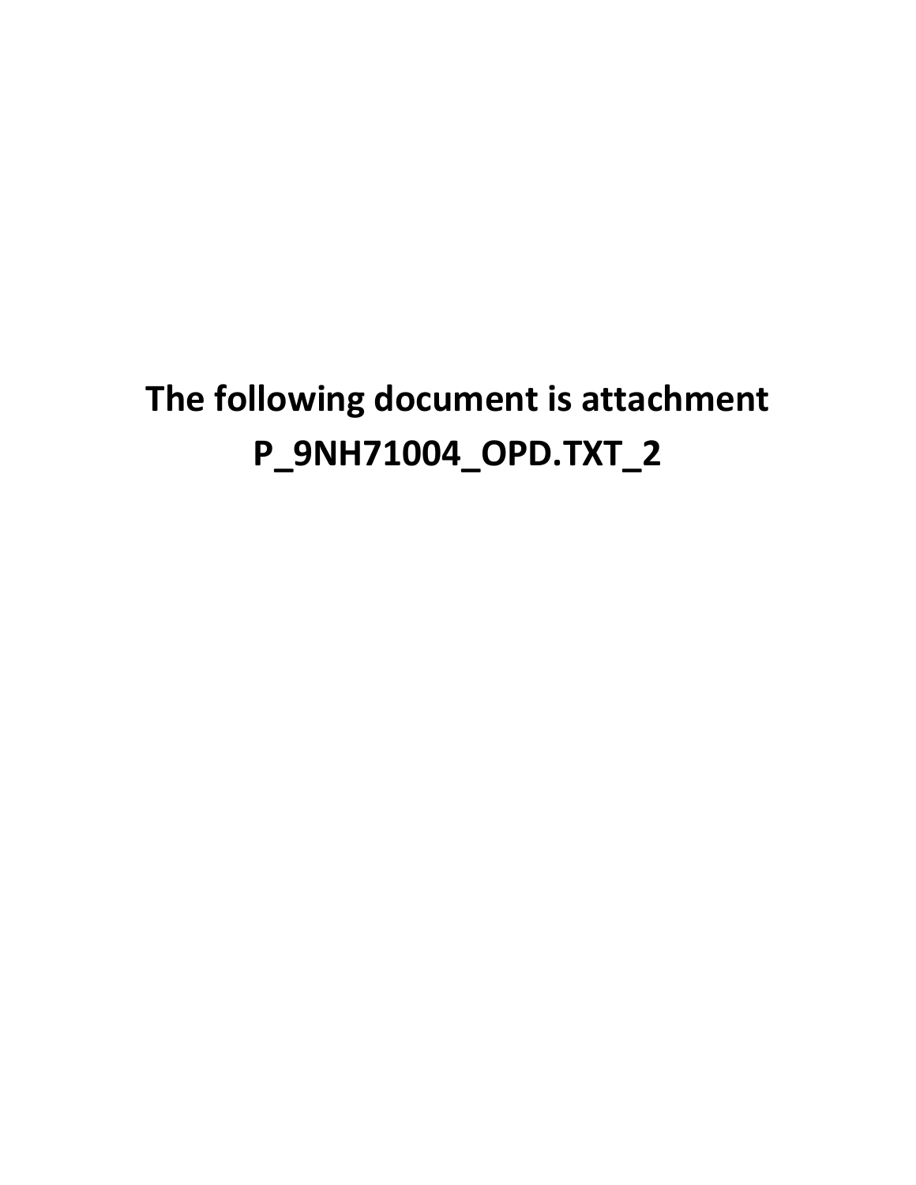**The following document is attachment P_9NH71004_OPD.TXT_2**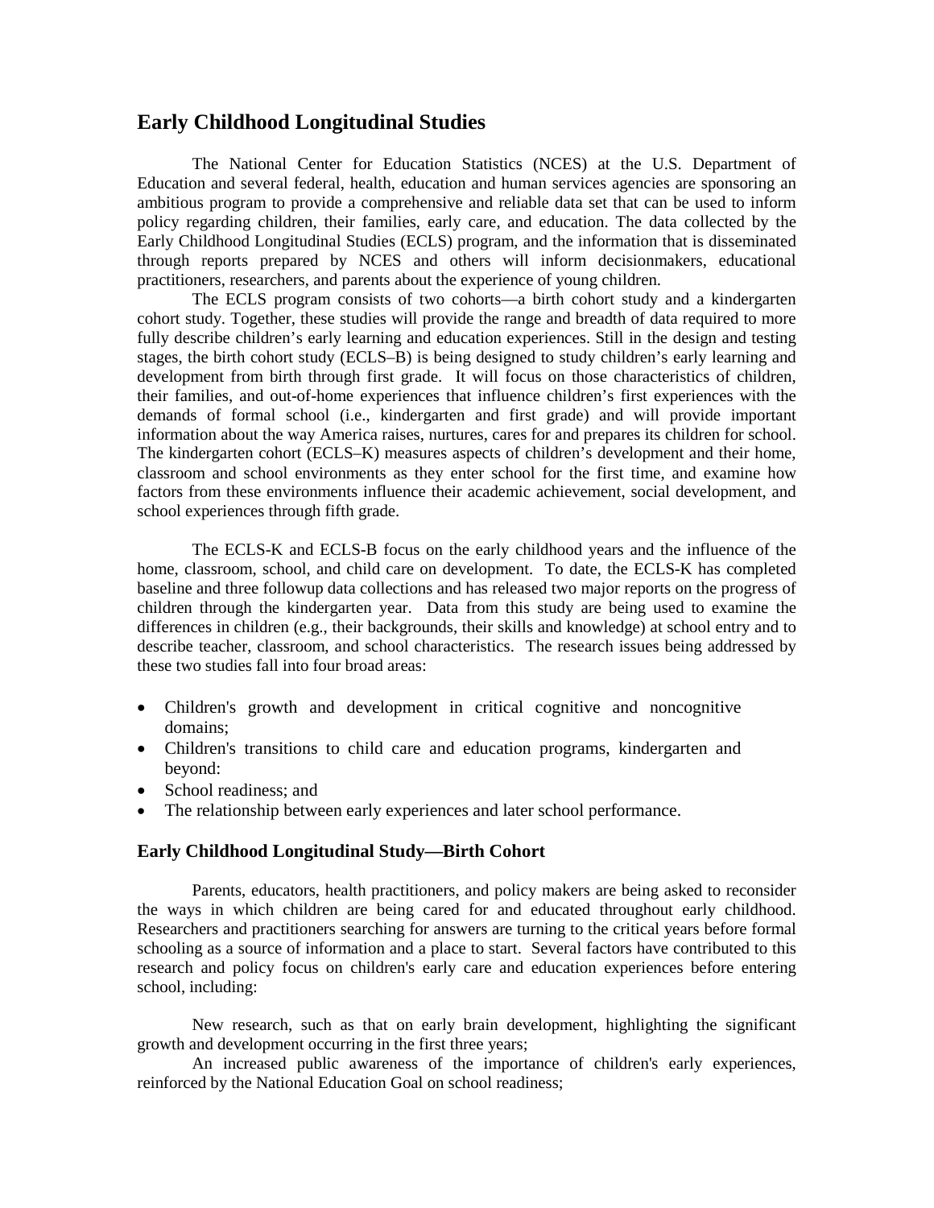## Early Childhood Longitudinal Studies

The National Center for Education Statistics (NCES) at the U.S. Department of Education and several federal, health, education and human services agencies are sponsoring an ambitious program to provide a comprehensive and reliable data set that can be used to inform policy regarding children, their families, early care, and education. The data collected by the Early Childhood Longitudinal Studies (ECLS) program, and the information that is disseminated through reports prepared by NCES and others will inform decisionmakers, educational practitioners, researchers, and parents about the experience of young children.

The ECLS program consists of two cohorts—a birth cohort study and a kindergarten cohort study. Together, these studies will provide the range and breadth of data required to more fully describe children's early learning and education experiences. Still in the design and testing stages, the birth cohort study (ECLS–B) is being designed to study children's early learning and development from birth through first grade. It will focus on those characteristics of children, their families, and out-of-home experiences that influence children's first experiences with the demands of formal school (i.e., kindergarten and first grade) and will provide important information about the way America raises, nurtures, cares for and prepares its children for school. The kindergarten cohort (ECLS–K) measures aspects of children's development and their home, classroom and school environments as they enter school for the first time, and examine how factors from these environments influence their academic achievement, social development, and school experiences through fifth grade.

The ECLS-K and ECLS-B focus on the early childhood years and the influence of the home, classroom, school, and child care on development. To date, the ECLS-K has completed baseline and three followup data collections and has released two major reports on the progress of children through the kindergarten year. Data from this study are being used to examine the differences in children (e.g., their backgrounds, their skills and knowledge) at school entry and to describe teacher, classroom, and school characteristics. The research issues being addressed by these two studies fall into four broad areas:

- Children's growth and development in critical cognitive and noncognitive domains;
- Children's transitions to child care and education programs, kindergarten and beyond:
- School readiness; and
- The relationship between early experiences and later school performance.

### Early Childhood Longitudinal Study—Birth Cohort

Parents, educators, health practitioners, and policy makers are being asked to reconsider the ways in which children are being cared for and educated throughout early childhood. Researchers and practitioners searching for answers are turning to the critical years before formal schooling as a source of information and a place to start. Several factors have contributed to this research and policy focus on children's early care and education experiences before entering school, including:

New research, such as that on early brain development, highlighting the significant growth and development occurring in the first three years;

An increased public awareness of the importance of children's early experiences, reinforced by the National Education Goal on school readiness;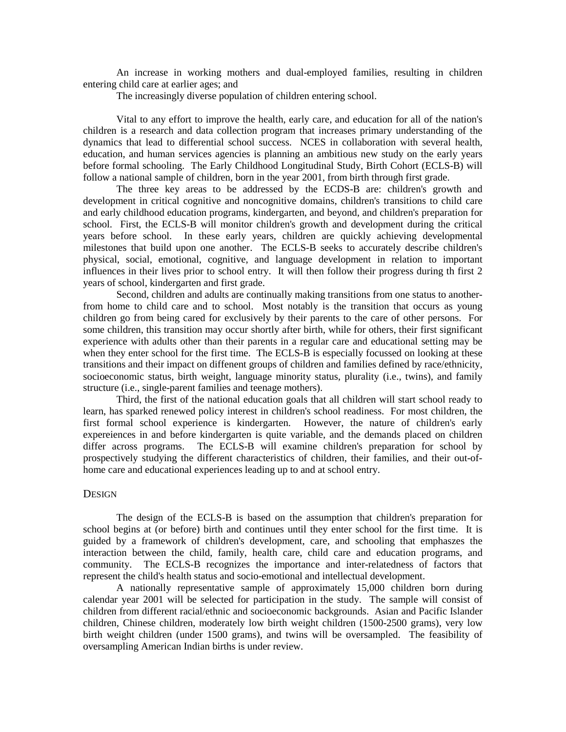An increase in working mothers and dual-employed families, resulting in children entering child care at earlier ages; and

The increasingly diverse population of children entering school.

Vital to any effort to improve the health, early care, and education for all of the nation's children is a research and data collection program that increases primary understanding of the dynamics that lead to differential school success. NCES in collaboration with several health, education, and human services agencies is planning an ambitious new study on the early years before formal schooling. The Early Childhood Longitudinal Study, Birth Cohort (ECLS-B) will follow a national sample of children, born in the year 2001, from birth through first grade.

The three key areas to be addressed by the ECDS-B are: children's growth and development in critical cognitive and noncognitive domains, children's transitions to child care and early childhood education programs, kindergarten, and beyond, and children's preparation for school. First, the ECLS-B will monitor children's growth and development during the critical years before school. In these early years, children are quickly achieving developmental milestones that build upon one another. The ECLS-B seeks to accurately describe children's physical, social, emotional, cognitive, and language development in relation to important influences in their lives prior to school entry. It will then follow their progress during th first 2 years of school, kindergarten and first grade.

Second, children and adults are continually making transitions from one status to another-from home to child care and to school. Most notably is the transition that occurs as young children go from being cared for exclusively by their parents to the care of other persons. For some children, this transition may occur shortly after birth, while for others, their first significant experience with adults other than their parents in a regular care and educational setting may be when they enter school for the first time. The ECLS-B is especially focussed on looking at these transitions and their impact on diffenent groups of children and families defined by race/ethnicity, socioeconomic status, birth weight, language minority status, plurality (i.e., twins), and family structure (i.e., single-parent families and teenage mothers).

Third, the first of the national education goals that all children will start school ready to learn, has sparked renewed policy interest in children's school readiness. For most children, the first formal school experience is kindergarten. However, the nature of children's early expereiences in and before kindergarten is quite variable, and the demands placed on children differ across programs. The ECLS-B will examine children's preparation for school by prospectively studying the different characteristics of children, their families, and their out-of-home care and educational experiences leading up to and at school entry.

## Design

The design of the ECLS-B is based on the assumption that children's preparation for school begins at (or before) birth and continues until they enter school for the first time. It is guided by a framework of children's development, care, and schooling that emphaszes the interaction between the child, family, health care, child care and education programs, and community. The ECLS-B recognizes the importance and inter-relatedness of factors that represent the child's health status and socio-emotional and intellectual development.

A nationally representative sample of approximately 15,000 children born during calendar year 2001 will be selected for participation in the study. The sample will consist of children from different racial/ethnic and socioeconomic backgrounds. Asian and Pacific Islander children, Chinese children, moderately low birth weight children (1500-2500 grams), very low birth weight children (under 1500 grams), and twins will be oversampled. The feasibility of oversampling American Indian births is under review.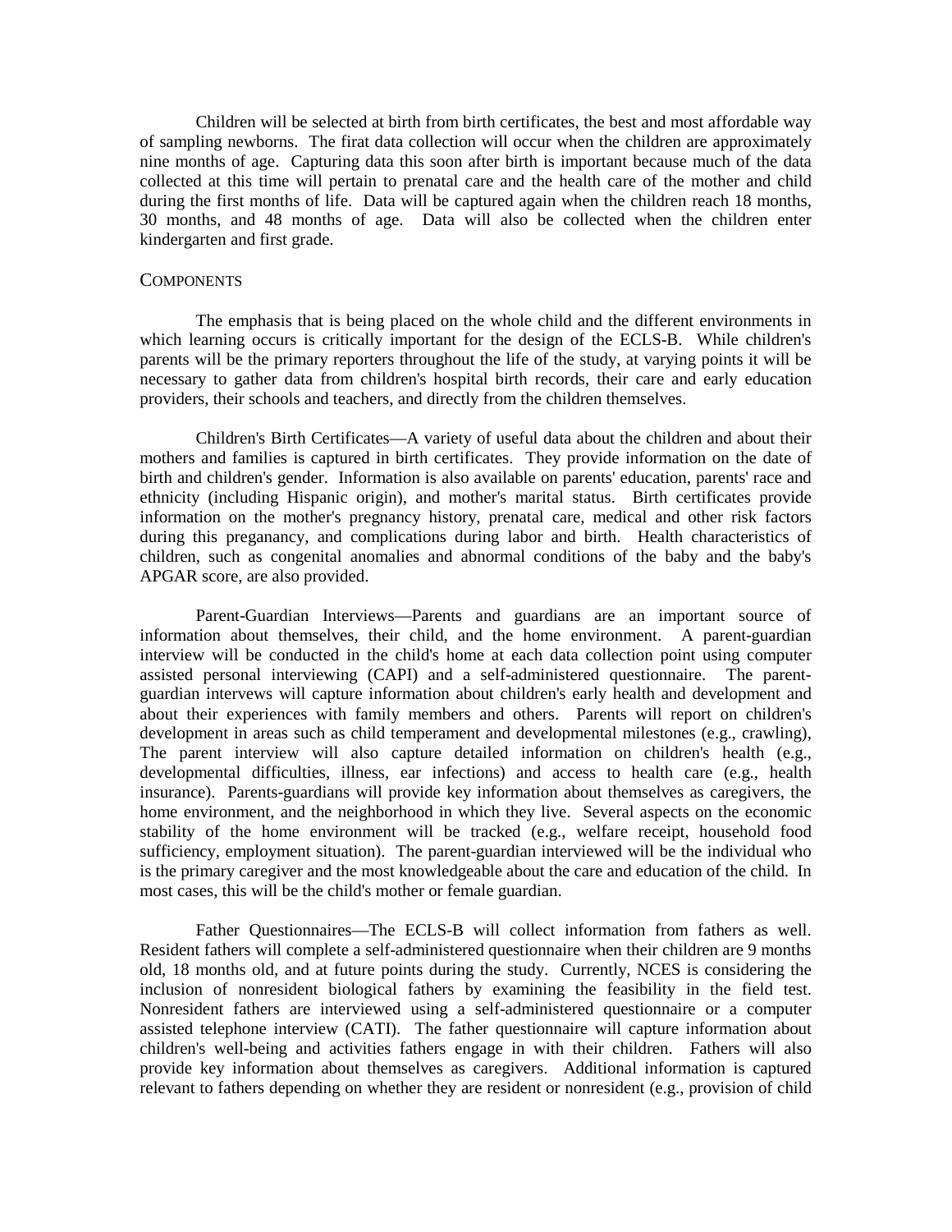Children will be selected at birth from birth certificates, the best and most affordable way of sampling newborns. The firat data collection will occur when the children are approximately nine months of age. Capturing data this soon after birth is important because much of the data collected at this time will pertain to prenatal care and the health care of the mother and child during the first months of life. Data will be captured again when the children reach 18 months, 30 months, and 48 months of age. Data will also be collected when the children enter kindergarten and first grade.

## COMPONENTS

The emphasis that is being placed on the whole child and the different environments in which learning occurs is critically important for the design of the ECLS-B. While children's parents will be the primary reporters throughout the life of the study, at varying points it will be necessary to gather data from children's hospital birth records, their care and early education providers, their schools and teachers, and directly from the children themselves.

Children's Birth Certificates—A variety of useful data about the children and about their mothers and families is captured in birth certificates. They provide information on the date of birth and children's gender. Information is also available on parents' education, parents' race and ethnicity (including Hispanic origin), and mother's marital status. Birth certificates provide information on the mother's pregnancy history, prenatal care, medical and other risk factors during this preganancy, and complications during labor and birth. Health characteristics of children, such as congenital anomalies and abnormal conditions of the baby and the baby's APGAR score, are also provided.

Parent-Guardian Interviews—Parents and guardians are an important source of information about themselves, their child, and the home environment. A parent-guardian interview will be conducted in the child's home at each data collection point using computer assisted personal interviewing (CAPI) and a self-administered questionnaire. The parent-guardian intervews will capture information about children's early health and development and about their experiences with family members and others. Parents will report on children's development in areas such as child temperament and developmental milestones (e.g., crawling), The parent interview will also capture detailed information on children's health (e.g., developmental difficulties, illness, ear infections) and access to health care (e.g., health insurance). Parents-guardians will provide key information about themselves as caregivers, the home environment, and the neighborhood in which they live. Several aspects on the economic stability of the home environment will be tracked (e.g., welfare receipt, household food sufficiency, employment situation). The parent-guardian interviewed will be the individual who is the primary caregiver and the most knowledgeable about the care and education of the child. In most cases, this will be the child's mother or female guardian.

Father Questionnaires—The ECLS-B will collect information from fathers as well. Resident fathers will complete a self-administered questionnaire when their children are 9 months old, 18 months old, and at future points during the study. Currently, NCES is considering the inclusion of nonresident biological fathers by examining the feasibility in the field test. Nonresident fathers are interviewed using a self-administered questionnaire or a computer assisted telephone interview (CATI). The father questionnaire will capture information about children's well-being and activities fathers engage in with their children. Fathers will also provide key information about themselves as caregivers. Additional information is captured relevant to fathers depending on whether they are resident or nonresident (e.g., provision of child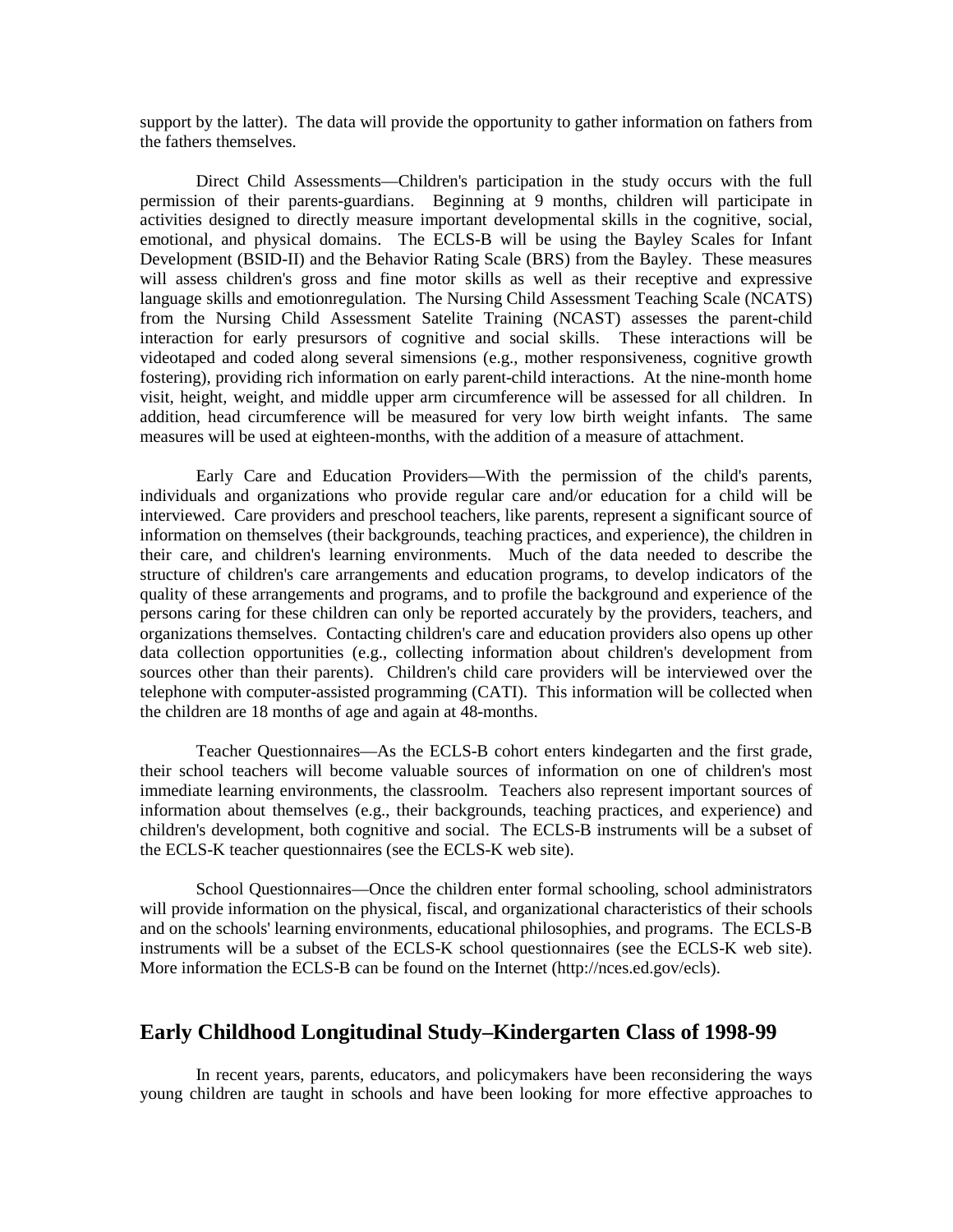support by the latter). The data will provide the opportunity to gather information on fathers from the fathers themselves.

Direct Child Assessments—Children's participation in the study occurs with the full permission of their parents-guardians. Beginning at 9 months, children will participate in activities designed to directly measure important developmental skills in the cognitive, social, emotional, and physical domains. The ECLS-B will be using the Bayley Scales for Infant Development (BSID-II) and the Behavior Rating Scale (BRS) from the Bayley. These measures will assess children's gross and fine motor skills as well as their receptive and expressive language skills and emotionregulation. The Nursing Child Assessment Teaching Scale (NCATS) from the Nursing Child Assessment Satelite Training (NCAST) assesses the parent-child interaction for early presursors of cognitive and social skills. These interactions will be videotaped and coded along several simensions (e.g., mother responsiveness, cognitive growth fostering), providing rich information on early parent-child interactions. At the nine-month home visit, height, weight, and middle upper arm circumference will be assessed for all children. In addition, head circumference will be measured for very low birth weight infants. The same measures will be used at eighteen-months, with the addition of a measure of attachment.

Early Care and Education Providers—With the permission of the child's parents, individuals and organizations who provide regular care and/or education for a child will be interviewed. Care providers and preschool teachers, like parents, represent a significant source of information on themselves (their backgrounds, teaching practices, and experience), the children in their care, and children's learning environments. Much of the data needed to describe the structure of children's care arrangements and education programs, to develop indicators of the quality of these arrangements and programs, and to profile the background and experience of the persons caring for these children can only be reported accurately by the providers, teachers, and organizations themselves. Contacting children's care and education providers also opens up other data collection opportunities (e.g., collecting information about children's development from sources other than their parents). Children's child care providers will be interviewed over the telephone with computer-assisted programming (CATI). This information will be collected when the children are 18 months of age and again at 48-months.

Teacher Questionnaires—As the ECLS-B cohort enters kindegarten and the first grade, their school teachers will become valuable sources of information on one of children's most immediate learning environments, the classroolm. Teachers also represent important sources of information about themselves (e.g., their backgrounds, teaching practices, and experience) and children's development, both cognitive and social. The ECLS-B instruments will be a subset of the ECLS-K teacher questionnaires (see the ECLS-K web site).

School Questionnaires—Once the children enter formal schooling, school administrators will provide information on the physical, fiscal, and organizational characteristics of their schools and on the schools' learning environments, educational philosophies, and programs. The ECLS-B instruments will be a subset of the ECLS-K school questionnaires (see the ECLS-K web site). More information the ECLS-B can be found on the Internet (http://nces.ed.gov/ecls).

## Early Childhood Longitudinal Study–Kindergarten Class of 1998-99

In recent years, parents, educators, and policymakers have been reconsidering the ways young children are taught in schools and have been looking for more effective approaches to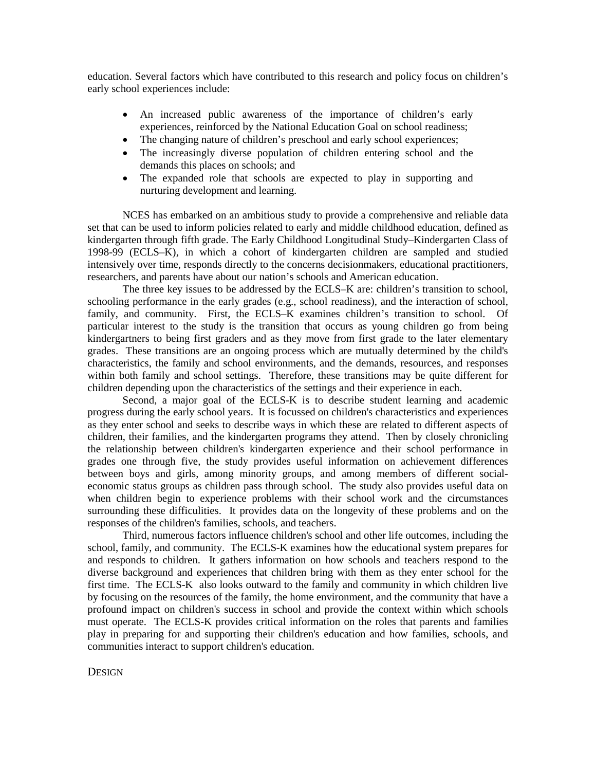education. Several factors which have contributed to this research and policy focus on children's early school experiences include:

- An increased public awareness of the importance of children's early experiences, reinforced by the National Education Goal on school readiness;
- The changing nature of children's preschool and early school experiences;
- The increasingly diverse population of children entering school and the demands this places on schools; and
- The expanded role that schools are expected to play in supporting and nurturing development and learning.

NCES has embarked on an ambitious study to provide a comprehensive and reliable data set that can be used to inform policies related to early and middle childhood education, defined as kindergarten through fifth grade. The Early Childhood Longitudinal Study–Kindergarten Class of 1998-99 (ECLS–K), in which a cohort of kindergarten children are sampled and studied intensively over time, responds directly to the concerns decisionmakers, educational practitioners, researchers, and parents have about our nation's schools and American education.

The three key issues to be addressed by the ECLS–K are: children's transition to school, schooling performance in the early grades (e.g., school readiness), and the interaction of school, family, and community. First, the ECLS–K examines children's transition to school. Of particular interest to the study is the transition that occurs as young children go from being kindergartners to being first graders and as they move from first grade to the later elementary grades. These transitions are an ongoing process which are mutually determined by the child's characteristics, the family and school environments, and the demands, resources, and responses within both family and school settings. Therefore, these transitions may be quite different for children depending upon the characteristics of the settings and their experience in each.

Second, a major goal of the ECLS-K is to describe student learning and academic progress during the early school years. It is focussed on children's characteristics and experiences as they enter school and seeks to describe ways in which these are related to different aspects of children, their families, and the kindergarten programs they attend. Then by closely chronicling the relationship between children's kindergarten experience and their school performance in grades one through five, the study provides useful information on achievement differences between boys and girls, among minority groups, and among members of different social-economic status groups as children pass through school. The study also provides useful data on when children begin to experience problems with their school work and the circumstances surrounding these difficulities. It provides data on the longevity of these problems and on the responses of the children's families, schools, and teachers.

Third, numerous factors influence children's school and other life outcomes, including the school, family, and community. The ECLS-K examines how the educational system prepares for and responds to children. It gathers information on how schools and teachers respond to the diverse background and experiences that children bring with them as they enter school for the first time. The ECLS-K also looks outward to the family and community in which children live by focusing on the resources of the family, the home environment, and the community that have a profound impact on children's success in school and provide the context within which schools must operate. The ECLS-K provides critical information on the roles that parents and families play in preparing for and supporting their children's education and how families, schools, and communities interact to support children's education.

## DESIGN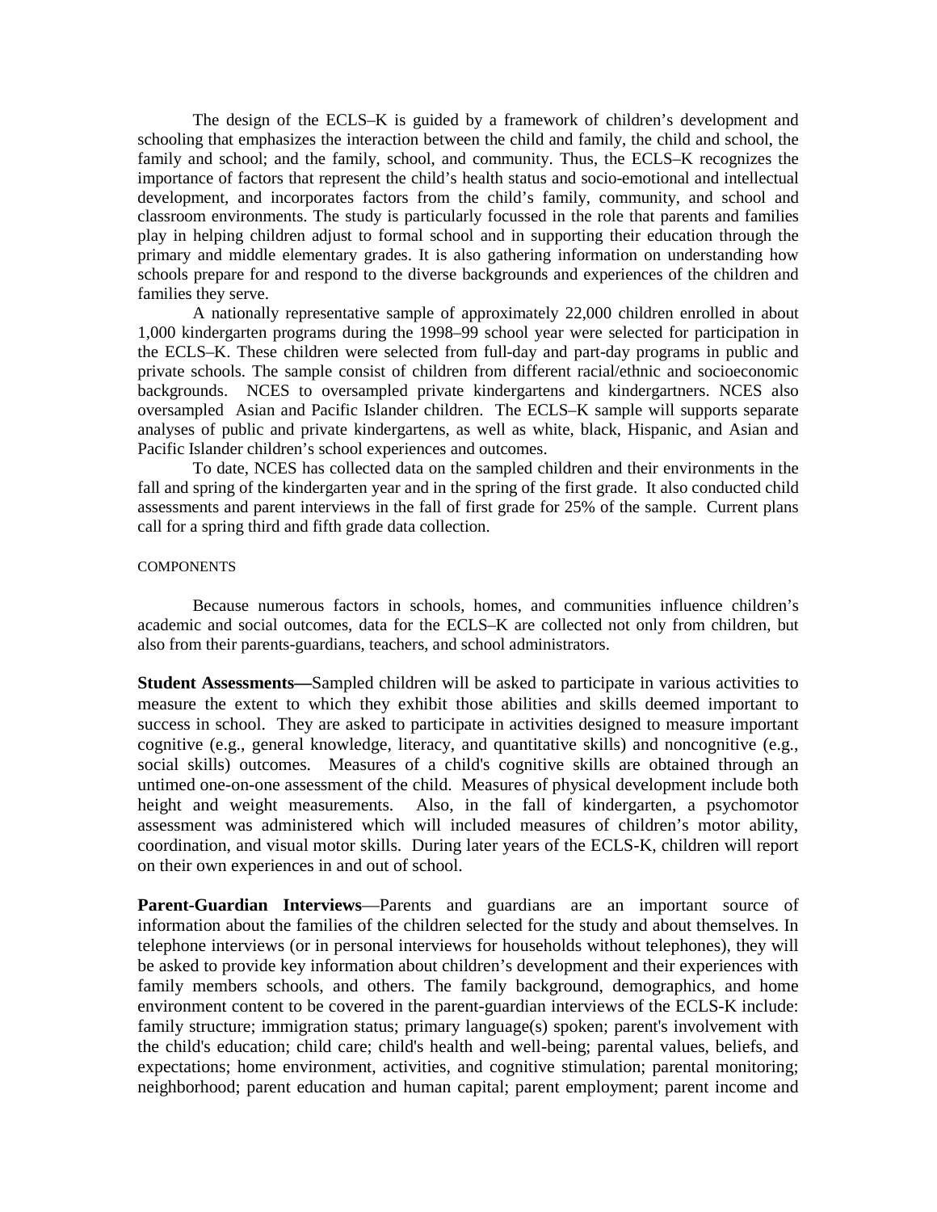The design of the ECLS–K is guided by a framework of children's development and schooling that emphasizes the interaction between the child and family, the child and school, the family and school; and the family, school, and community. Thus, the ECLS–K recognizes the importance of factors that represent the child's health status and socio-emotional and intellectual development, and incorporates factors from the child's family, community, and school and classroom environments. The study is particularly focussed in the role that parents and families play in helping children adjust to formal school and in supporting their education through the primary and middle elementary grades. It is also gathering information on understanding how schools prepare for and respond to the diverse backgrounds and experiences of the children and families they serve.

A nationally representative sample of approximately 22,000 children enrolled in about 1,000 kindergarten programs during the 1998–99 school year were selected for participation in the ECLS–K. These children were selected from full-day and part-day programs in public and private schools. The sample consist of children from different racial/ethnic and socioeconomic backgrounds. NCES to oversampled private kindergartens and kindergartners. NCES also oversampled Asian and Pacific Islander children. The ECLS–K sample will supports separate analyses of public and private kindergartens, as well as white, black, Hispanic, and Asian and Pacific Islander children's school experiences and outcomes.

To date, NCES has collected data on the sampled children and their environments in the fall and spring of the kindergarten year and in the spring of the first grade. It also conducted child assessments and parent interviews in the fall of first grade for 25% of the sample. Current plans call for a spring third and fifth grade data collection.

COMPONENTS

Because numerous factors in schools, homes, and communities influence children's academic and social outcomes, data for the ECLS–K are collected not only from children, but also from their parents-guardians, teachers, and school administrators.

**Student Assessments—**Sampled children will be asked to participate in various activities to measure the extent to which they exhibit those abilities and skills deemed important to success in school. They are asked to participate in activities designed to measure important cognitive (e.g., general knowledge, literacy, and quantitative skills) and noncognitive (e.g., social skills) outcomes. Measures of a child's cognitive skills are obtained through an untimed one-on-one assessment of the child. Measures of physical development include both height and weight measurements. Also, in the fall of kindergarten, a psychomotor assessment was administered which will included measures of children's motor ability, coordination, and visual motor skills. During later years of the ECLS-K, children will report on their own experiences in and out of school.

**Parent-Guardian Interviews**—Parents and guardians are an important source of information about the families of the children selected for the study and about themselves. In telephone interviews (or in personal interviews for households without telephones), they will be asked to provide key information about children's development and their experiences with family members schools, and others. The family background, demographics, and home environment content to be covered in the parent-guardian interviews of the ECLS-K include: family structure; immigration status; primary language(s) spoken; parent's involvement with the child's education; child care; child's health and well-being; parental values, beliefs, and expectations; home environment, activities, and cognitive stimulation; parental monitoring; neighborhood; parent education and human capital; parent employment; parent income and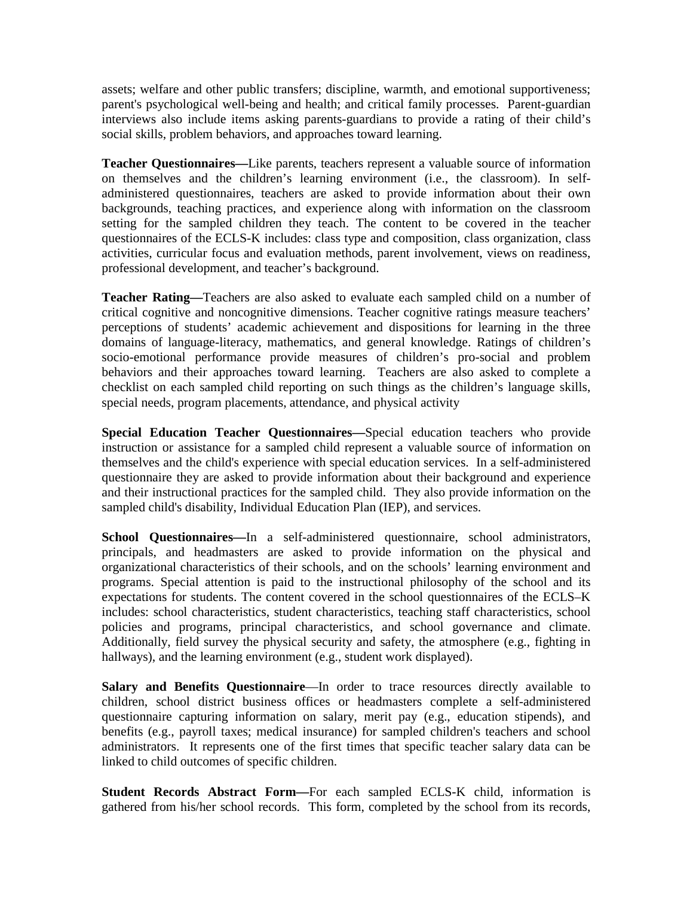assets; welfare and other public transfers; discipline, warmth, and emotional supportiveness; parent's psychological well-being and health; and critical family processes. Parent-guardian interviews also include items asking parents-guardians to provide a rating of their child's social skills, problem behaviors, and approaches toward learning.

**Teacher Questionnaires—**Like parents, teachers represent a valuable source of information on themselves and the children's learning environment (i.e., the classroom). In self-administered questionnaires, teachers are asked to provide information about their own backgrounds, teaching practices, and experience along with information on the classroom setting for the sampled children they teach. The content to be covered in the teacher questionnaires of the ECLS-K includes: class type and composition, class organization, class activities, curricular focus and evaluation methods, parent involvement, views on readiness, professional development, and teacher's background.

**Teacher Rating—**Teachers are also asked to evaluate each sampled child on a number of critical cognitive and noncognitive dimensions. Teacher cognitive ratings measure teachers' perceptions of students' academic achievement and dispositions for learning in the three domains of language-literacy, mathematics, and general knowledge. Ratings of children's socio-emotional performance provide measures of children's pro-social and problem behaviors and their approaches toward learning. Teachers are also asked to complete a checklist on each sampled child reporting on such things as the children's language skills, special needs, program placements, attendance, and physical activity

**Special Education Teacher Questionnaires—**Special education teachers who provide instruction or assistance for a sampled child represent a valuable source of information on themselves and the child's experience with special education services. In a self-administered questionnaire they are asked to provide information about their background and experience and their instructional practices for the sampled child. They also provide information on the sampled child's disability, Individual Education Plan (IEP), and services.

**School Questionnaires—**In a self-administered questionnaire, school administrators, principals, and headmasters are asked to provide information on the physical and organizational characteristics of their schools, and on the schools' learning environment and programs. Special attention is paid to the instructional philosophy of the school and its expectations for students. The content covered in the school questionnaires of the ECLS–K includes: school characteristics, student characteristics, teaching staff characteristics, school policies and programs, principal characteristics, and school governance and climate. Additionally, field survey the physical security and safety, the atmosphere (e.g., fighting in hallways), and the learning environment (e.g., student work displayed).

**Salary and Benefits Questionnaire**—In order to trace resources directly available to children, school district business offices or headmasters complete a self-administered questionnaire capturing information on salary, merit pay (e.g., education stipends), and benefits (e.g., payroll taxes; medical insurance) for sampled children's teachers and school administrators. It represents one of the first times that specific teacher salary data can be linked to child outcomes of specific children.

**Student Records Abstract Form—**For each sampled ECLS-K child, information is gathered from his/her school records. This form, completed by the school from its records,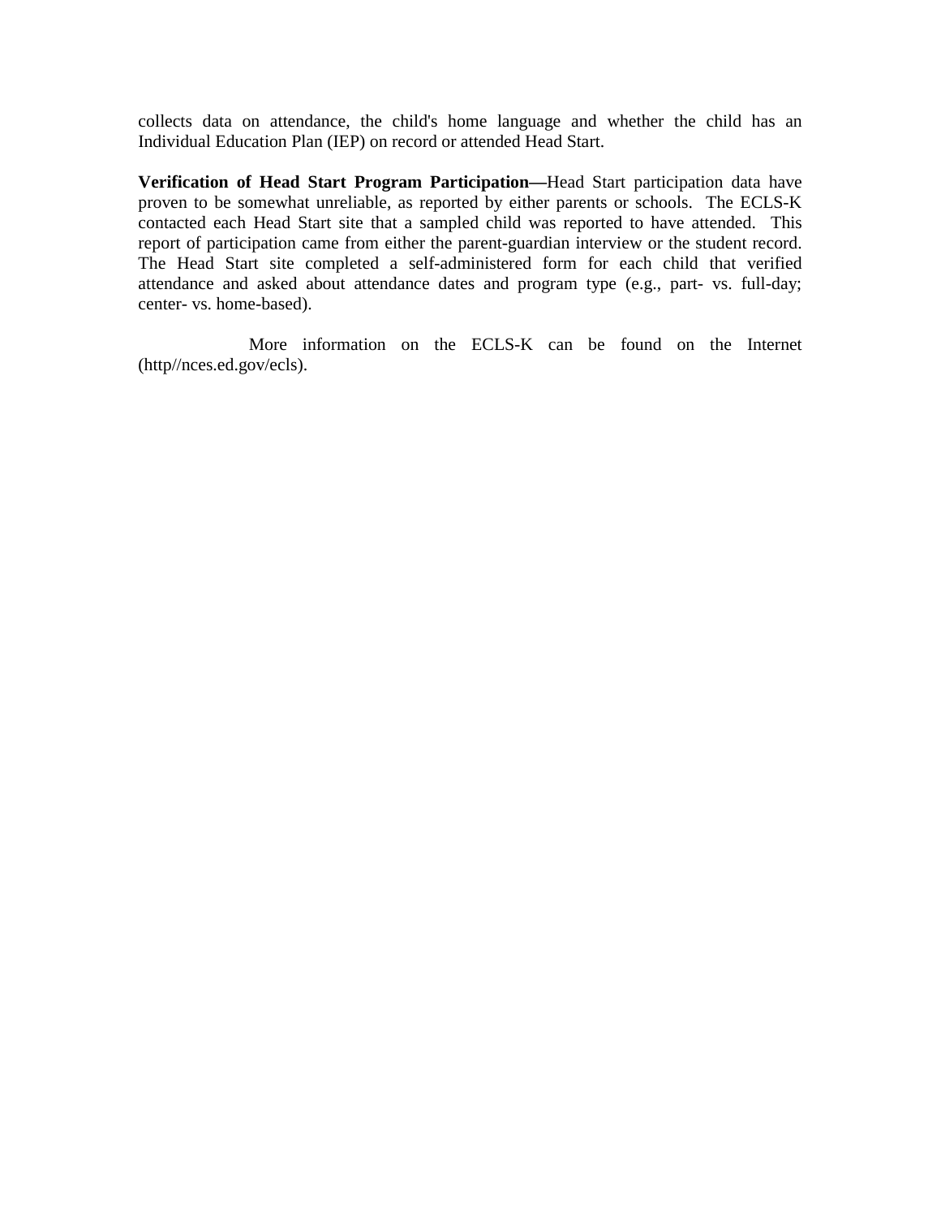collects data on attendance, the child's home language and whether the child has an Individual Education Plan (IEP) on record or attended Head Start.

**Verification of Head Start Program Participation—**Head Start participation data have proven to be somewhat unreliable, as reported by either parents or schools. The ECLS-K contacted each Head Start site that a sampled child was reported to have attended. This report of participation came from either the parent-guardian interview or the student record. The Head Start site completed a self-administered form for each child that verified attendance and asked about attendance dates and program type (e.g., part- vs. full-day; center- vs. home-based).

More information on the ECLS-K can be found on the Internet (http//nces.ed.gov/ecls).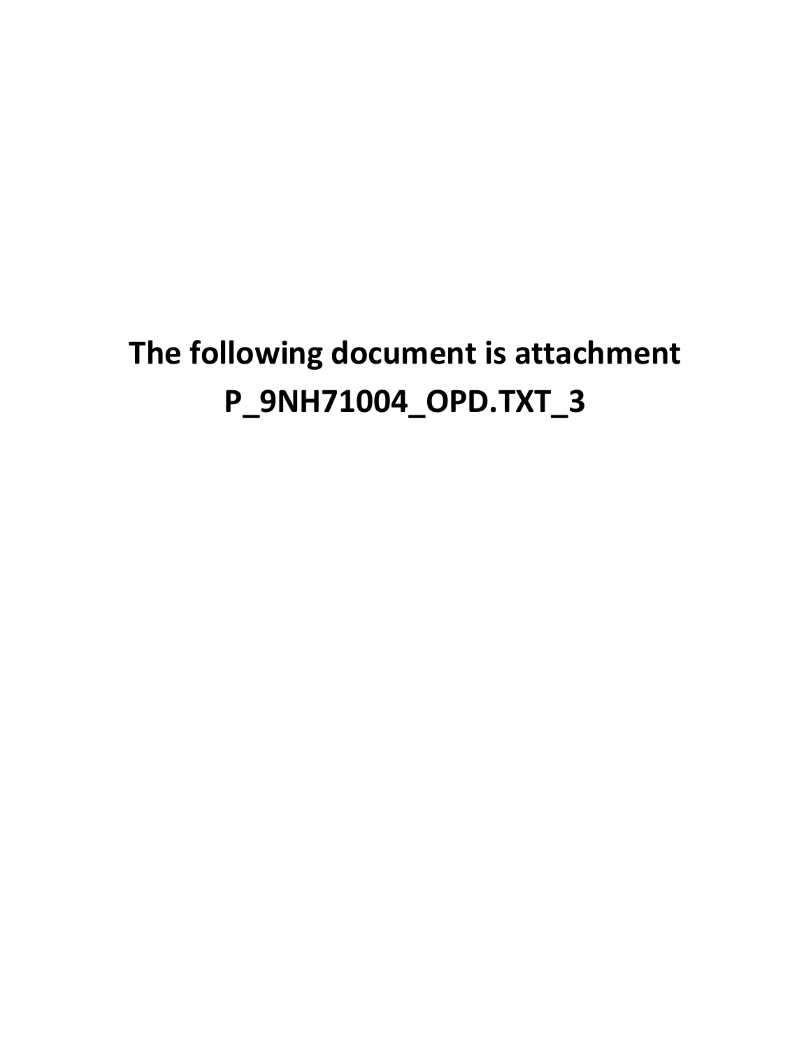**The following document is attachment P_9NH71004_OPD.TXT_3**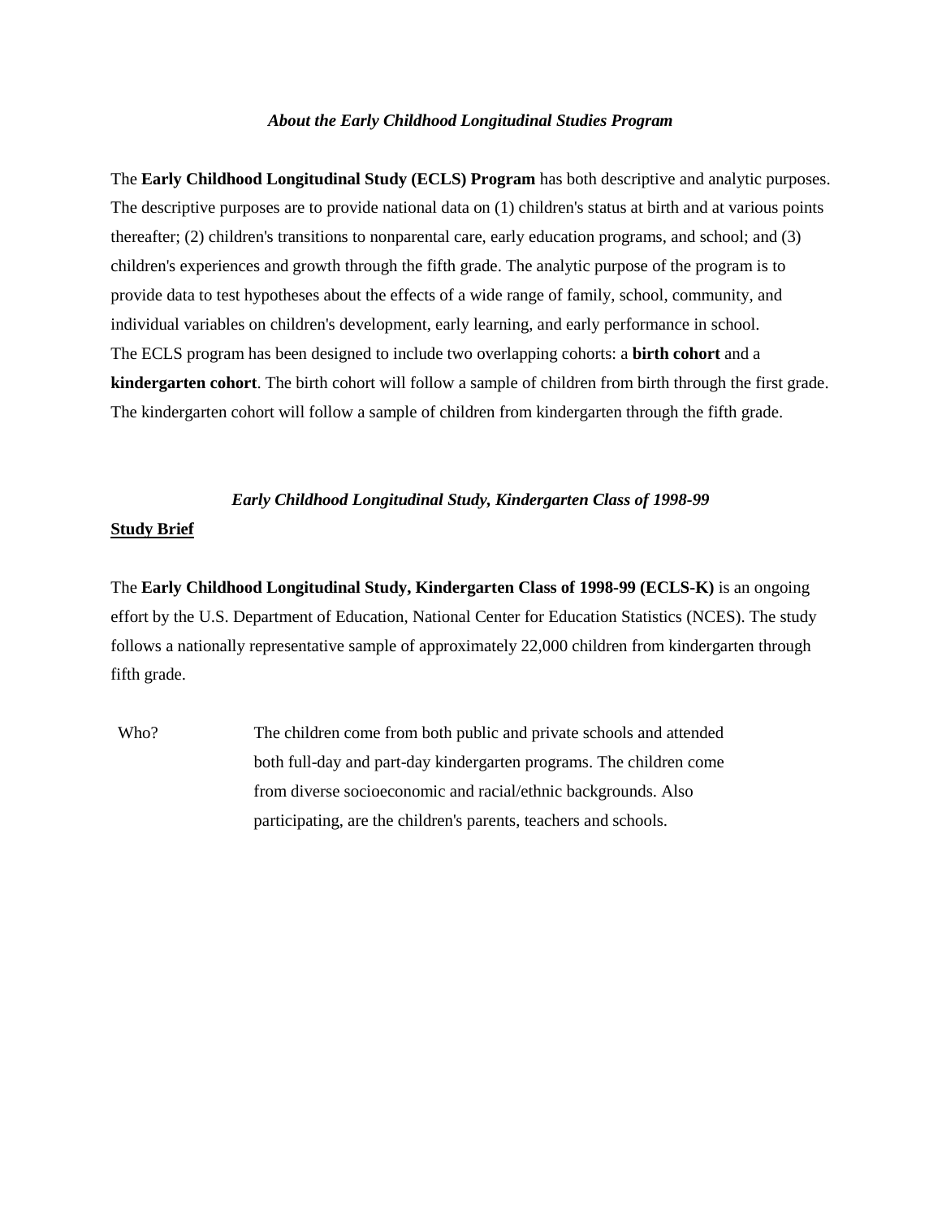### *About the Early Childhood Longitudinal Studies Program*

The **Early Childhood Longitudinal Study (ECLS) Program** has both descriptive and analytic purposes. The descriptive purposes are to provide national data on (1) children's status at birth and at various points thereafter; (2) children's transitions to nonparental care, early education programs, and school; and (3) children's experiences and growth through the fifth grade. The analytic purpose of the program is to provide data to test hypotheses about the effects of a wide range of family, school, community, and individual variables on children's development, early learning, and early performance in school.
The ECLS program has been designed to include two overlapping cohorts: a **birth cohort** and a **kindergarten cohort**. The birth cohort will follow a sample of children from birth through the first grade. The kindergarten cohort will follow a sample of children from kindergarten through the fifth grade.

### *Early Childhood Longitudinal Study, Kindergarten Class of 1998-99*

**Study Brief**

The **Early Childhood Longitudinal Study, Kindergarten Class of 1998-99 (ECLS-K)** is an ongoing effort by the U.S. Department of Education, National Center for Education Statistics (NCES). The study follows a nationally representative sample of approximately 22,000 children from kindergarten through fifth grade.

Who? The children come from both public and private schools and attended both full-day and part-day kindergarten programs. The children come from diverse socioeconomic and racial/ethnic backgrounds. Also participating, are the children's parents, teachers and schools.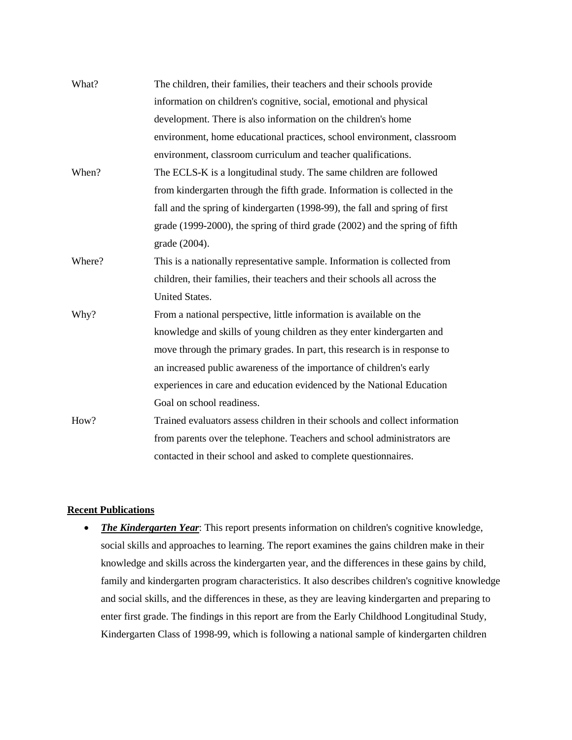| | |
|---|---|
| What? | The children, their families, their teachers and their schools provide information on children's cognitive, social, emotional and physical development. There is also information on the children's home environment, home educational practices, school environment, classroom environment, classroom curriculum and teacher qualifications. |
| When? | The ECLS-K is a longitudinal study. The same children are followed from kindergarten through the fifth grade. Information is collected in the fall and the spring of kindergarten (1998-99), the fall and spring of first grade (1999-2000), the spring of third grade (2002) and the spring of fifth grade (2004). |
| Where? | This is a nationally representative sample. Information is collected from children, their families, their teachers and their schools all across the United States. |
| Why? | From a national perspective, little information is available on the knowledge and skills of young children as they enter kindergarten and move through the primary grades. In part, this research is in response to an increased public awareness of the importance of children's early experiences in care and education evidenced by the National Education Goal on school readiness. |
| How? | Trained evaluators assess children in their schools and collect information from parents over the telephone. Teachers and school administrators are contacted in their school and asked to complete questionnaires. |

**Recent Publications**

- ***The Kindergarten Year***: This report presents information on children's cognitive knowledge, social skills and approaches to learning. The report examines the gains children make in their knowledge and skills across the kindergarten year, and the differences in these gains by child, family and kindergarten program characteristics. It also describes children's cognitive knowledge and social skills, and the differences in these, as they are leaving kindergarten and preparing to enter first grade. The findings in this report are from the Early Childhood Longitudinal Study, Kindergarten Class of 1998-99, which is following a national sample of kindergarten children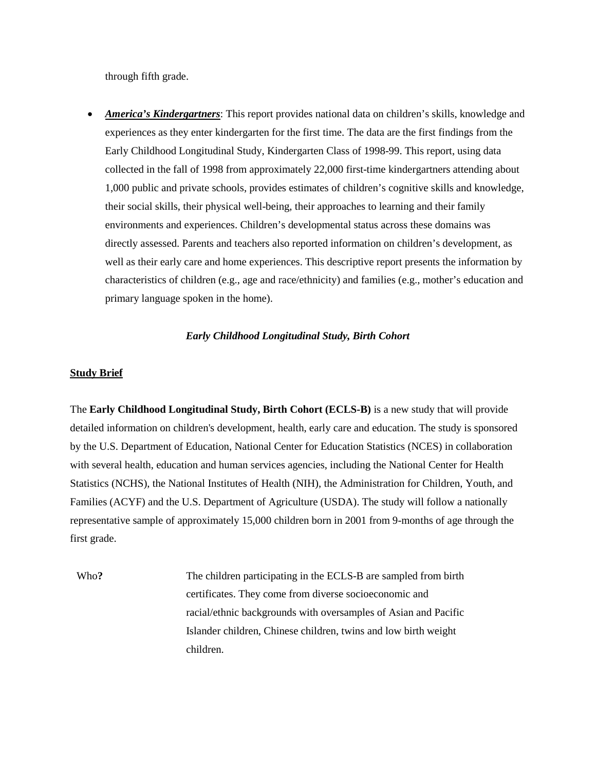through fifth grade.

- ***America's Kindergartners***: This report provides national data on children's skills, knowledge and experiences as they enter kindergarten for the first time. The data are the first findings from the Early Childhood Longitudinal Study, Kindergarten Class of 1998-99. This report, using data collected in the fall of 1998 from approximately 22,000 first-time kindergartners attending about 1,000 public and private schools, provides estimates of children's cognitive skills and knowledge, their social skills, their physical well-being, their approaches to learning and their family environments and experiences. Children's developmental status across these domains was directly assessed. Parents and teachers also reported information on children's development, as well as their early care and home experiences. This descriptive report presents the information by characteristics of children (e.g., age and race/ethnicity) and families (e.g., mother's education and primary language spoken in the home).

***Early Childhood Longitudinal Study, Birth Cohort***

**Study Brief**

The **Early Childhood Longitudinal Study, Birth Cohort (ECLS-B)** is a new study that will provide detailed information on children's development, health, early care and education. The study is sponsored by the U.S. Department of Education, National Center for Education Statistics (NCES) in collaboration with several health, education and human services agencies, including the National Center for Health Statistics (NCHS), the National Institutes of Health (NIH), the Administration for Children, Youth, and Families (ACYF) and the U.S. Department of Agriculture (USDA). The study will follow a nationally representative sample of approximately 15,000 children born in 2001 from 9-months of age through the first grade.

| | |
|---|---|
| Who**?** | The children participating in the ECLS-B are sampled from birth certificates. They come from diverse socioeconomic and racial/ethnic backgrounds with oversamples of Asian and Pacific Islander children, Chinese children, twins and low birth weight children. |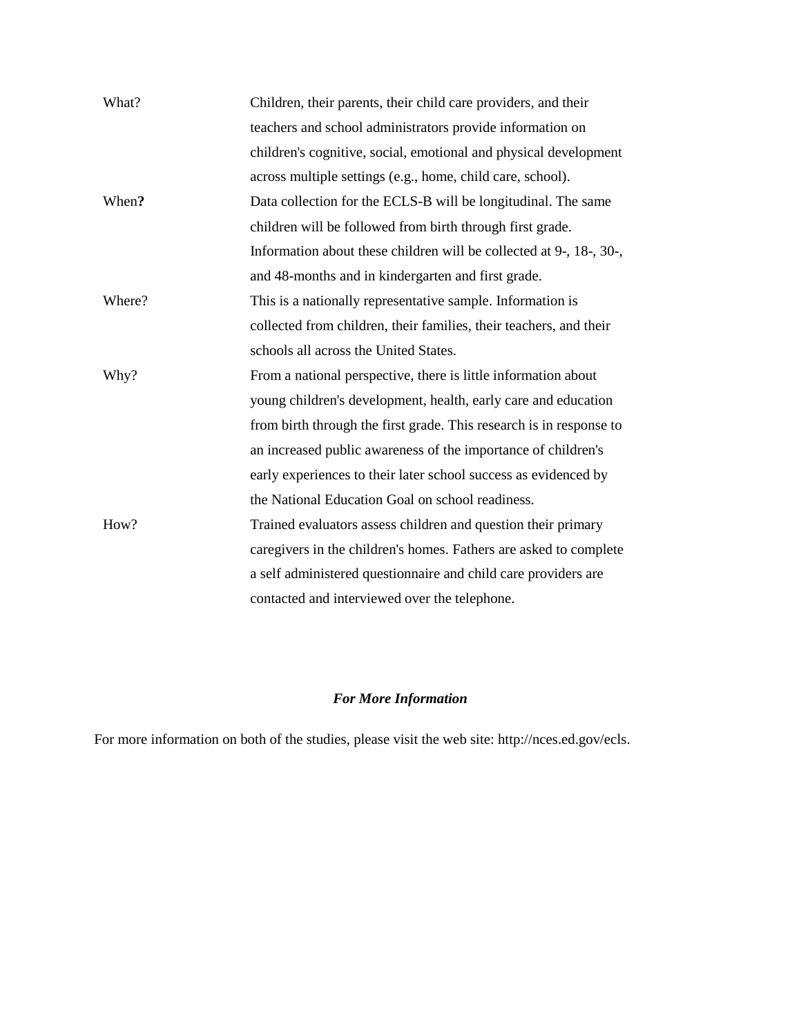| | |
|---|---|
| What? | Children, their parents, their child care providers, and their teachers and school administrators provide information on children's cognitive, social, emotional and physical development across multiple settings (e.g., home, child care, school). |
| When**?** | Data collection for the ECLS-B will be longitudinal. The same children will be followed from birth through first grade. Information about these children will be collected at 9-, 18-, 30-, and 48-months and in kindergarten and first grade. |
| Where? | This is a nationally representative sample. Information is collected from children, their families, their teachers, and their schools all across the United States. |
| Why? | From a national perspective, there is little information about young children's development, health, early care and education from birth through the first grade. This research is in response to an increased public awareness of the importance of children's early experiences to their later school success as evidenced by the National Education Goal on school readiness. |
| How? | Trained evaluators assess children and question their primary caregivers in the children's homes. Fathers are asked to complete a self administered questionnaire and child care providers are contacted and interviewed over the telephone. |

***For More Information***

For more information on both of the studies, please visit the web site: http://nces.ed.gov/ecls.